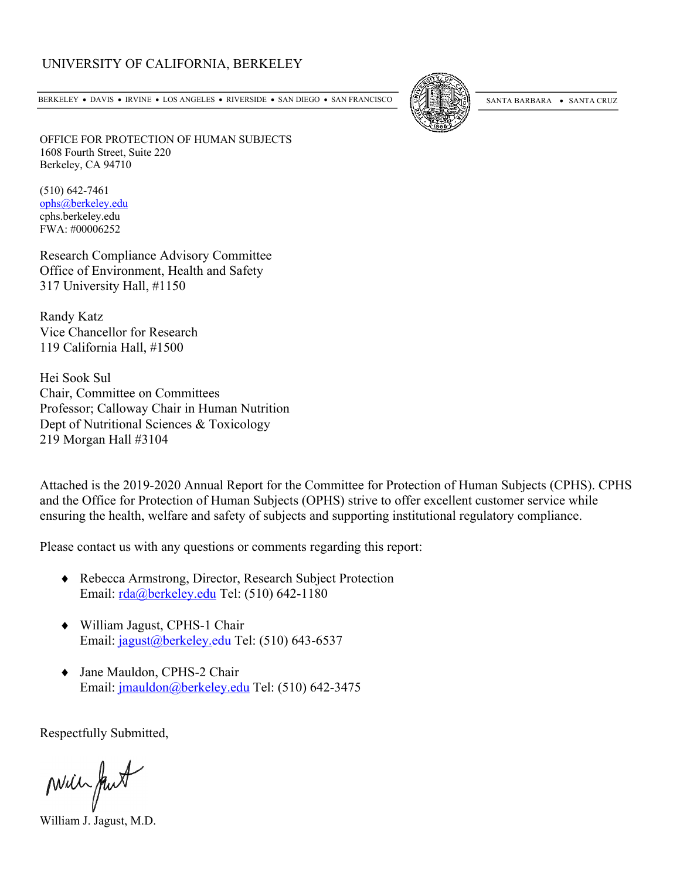UNIVERSITY OF CALIFORNIA, BERKELEY

BERKELEY • DAVIS • IRVINE • LOS ANGELES • RIVERSIDE • SAN DIEGO • SAN FRANCISCO SANTA BARBARA • SANTA CRUZ

OFFICE FOR PROTECTION OF HUMAN SUBJECTS
1608 Fourth Street, Suite 220
Berkeley, CA 94710

(510) 642-7461
ophs@berkeley.edu
cphs.berkeley.edu
FWA: #00006252

Research Compliance Advisory Committee
Office of Environment, Health and Safety
317 University Hall, #1150

Randy Katz
Vice Chancellor for Research
119 California Hall, #1500

Hei Sook Sul
Chair, Committee on Committees
Professor; Calloway Chair in Human Nutrition
Dept of Nutritional Sciences & Toxicology
219 Morgan Hall #3104

Attached is the 2019-2020 Annual Report for the Committee for Protection of Human Subjects (CPHS). CPHS and the Office for Protection of Human Subjects (OPHS) strive to offer excellent customer service while ensuring the health, welfare and safety of subjects and supporting institutional regulatory compliance.

Please contact us with any questions or comments regarding this report:

- Rebecca Armstrong, Director, Research Subject Protection
  Email: rda@berkeley.edu Tel: (510) 642-1180

- William Jagust, CPHS-1 Chair
  Email: jagust@berkeley.edu Tel: (510) 643-6537

- Jane Mauldon, CPHS-2 Chair
  Email: jmauldon@berkeley.edu Tel: (510) 642-3475

Respectfully Submitted,

William J. Jagust, M.D.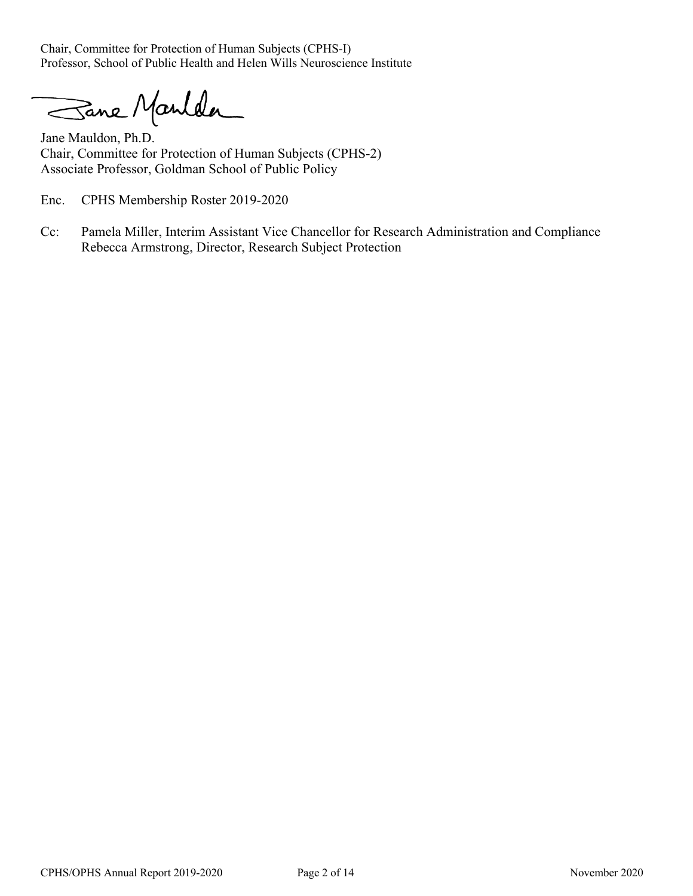Chair, Committee for Protection of Human Subjects (CPHS-I)
Professor, School of Public Health and Helen Wills Neuroscience Institute

Jane Mauldon, Ph.D.
Chair, Committee for Protection of Human Subjects (CPHS-2)
Associate Professor, Goldman School of Public Policy

Enc. CPHS Membership Roster 2019-2020

Cc: Pamela Miller, Interim Assistant Vice Chancellor for Research Administration and Compliance
Rebecca Armstrong, Director, Research Subject Protection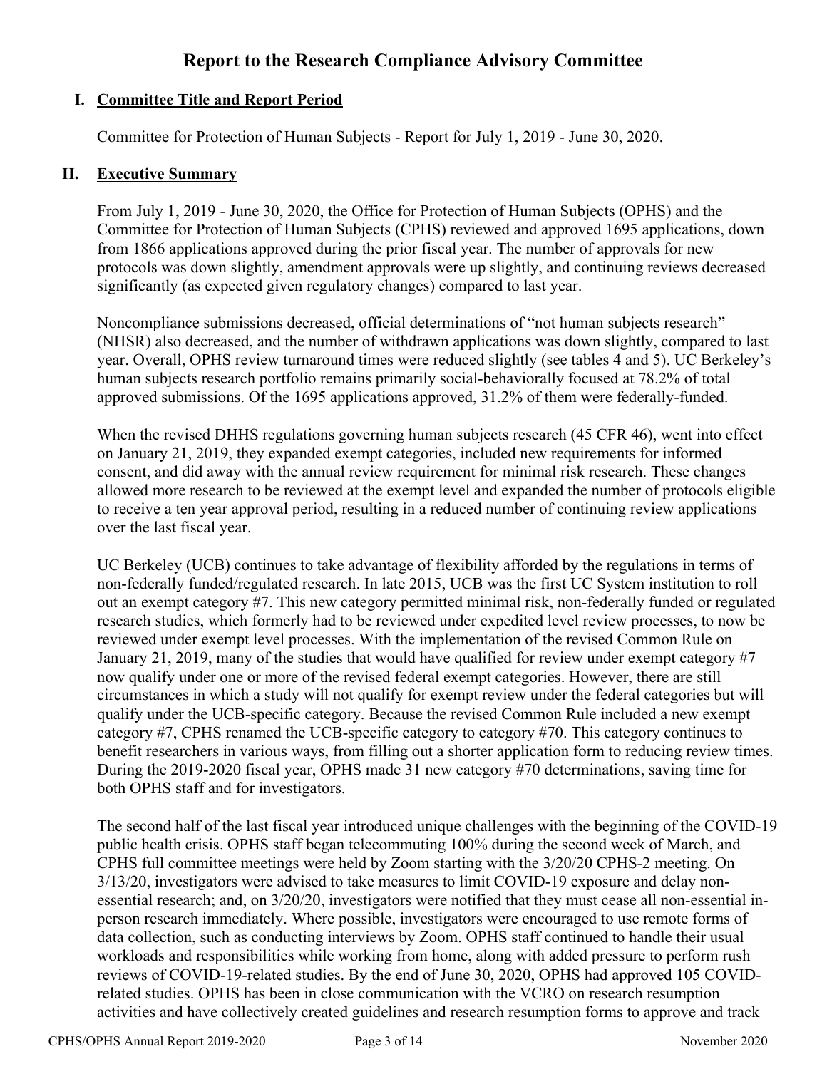# Report to the Research Compliance Advisory Committee

## I. Committee Title and Report Period

Committee for Protection of Human Subjects - Report for July 1, 2019 - June 30, 2020.

## II. Executive Summary

From July 1, 2019 - June 30, 2020, the Office for Protection of Human Subjects (OPHS) and the Committee for Protection of Human Subjects (CPHS) reviewed and approved 1695 applications, down from 1866 applications approved during the prior fiscal year. The number of approvals for new protocols was down slightly, amendment approvals were up slightly, and continuing reviews decreased significantly (as expected given regulatory changes) compared to last year.

Noncompliance submissions decreased, official determinations of "not human subjects research" (NHSR) also decreased, and the number of withdrawn applications was down slightly, compared to last year. Overall, OPHS review turnaround times were reduced slightly (see tables 4 and 5). UC Berkeley's human subjects research portfolio remains primarily social-behaviorally focused at 78.2% of total approved submissions. Of the 1695 applications approved, 31.2% of them were federally-funded.

When the revised DHHS regulations governing human subjects research (45 CFR 46), went into effect on January 21, 2019, they expanded exempt categories, included new requirements for informed consent, and did away with the annual review requirement for minimal risk research. These changes allowed more research to be reviewed at the exempt level and expanded the number of protocols eligible to receive a ten year approval period, resulting in a reduced number of continuing review applications over the last fiscal year.

UC Berkeley (UCB) continues to take advantage of flexibility afforded by the regulations in terms of non-federally funded/regulated research. In late 2015, UCB was the first UC System institution to roll out an exempt category #7. This new category permitted minimal risk, non-federally funded or regulated research studies, which formerly had to be reviewed under expedited level review processes, to now be reviewed under exempt level processes. With the implementation of the revised Common Rule on January 21, 2019, many of the studies that would have qualified for review under exempt category #7 now qualify under one or more of the revised federal exempt categories. However, there are still circumstances in which a study will not qualify for exempt review under the federal categories but will qualify under the UCB-specific category. Because the revised Common Rule included a new exempt category #7, CPHS renamed the UCB-specific category to category #70. This category continues to benefit researchers in various ways, from filling out a shorter application form to reducing review times. During the 2019-2020 fiscal year, OPHS made 31 new category #70 determinations, saving time for both OPHS staff and for investigators.

The second half of the last fiscal year introduced unique challenges with the beginning of the COVID-19 public health crisis. OPHS staff began telecommuting 100% during the second week of March, and CPHS full committee meetings were held by Zoom starting with the 3/20/20 CPHS-2 meeting. On 3/13/20, investigators were advised to take measures to limit COVID-19 exposure and delay non-essential research; and, on 3/20/20, investigators were notified that they must cease all non-essential in-person research immediately. Where possible, investigators were encouraged to use remote forms of data collection, such as conducting interviews by Zoom. OPHS staff continued to handle their usual workloads and responsibilities while working from home, along with added pressure to perform rush reviews of COVID-19-related studies. By the end of June 30, 2020, OPHS had approved 105 COVID-related studies. OPHS has been in close communication with the VCRO on research resumption activities and have collectively created guidelines and research resumption forms to approve and track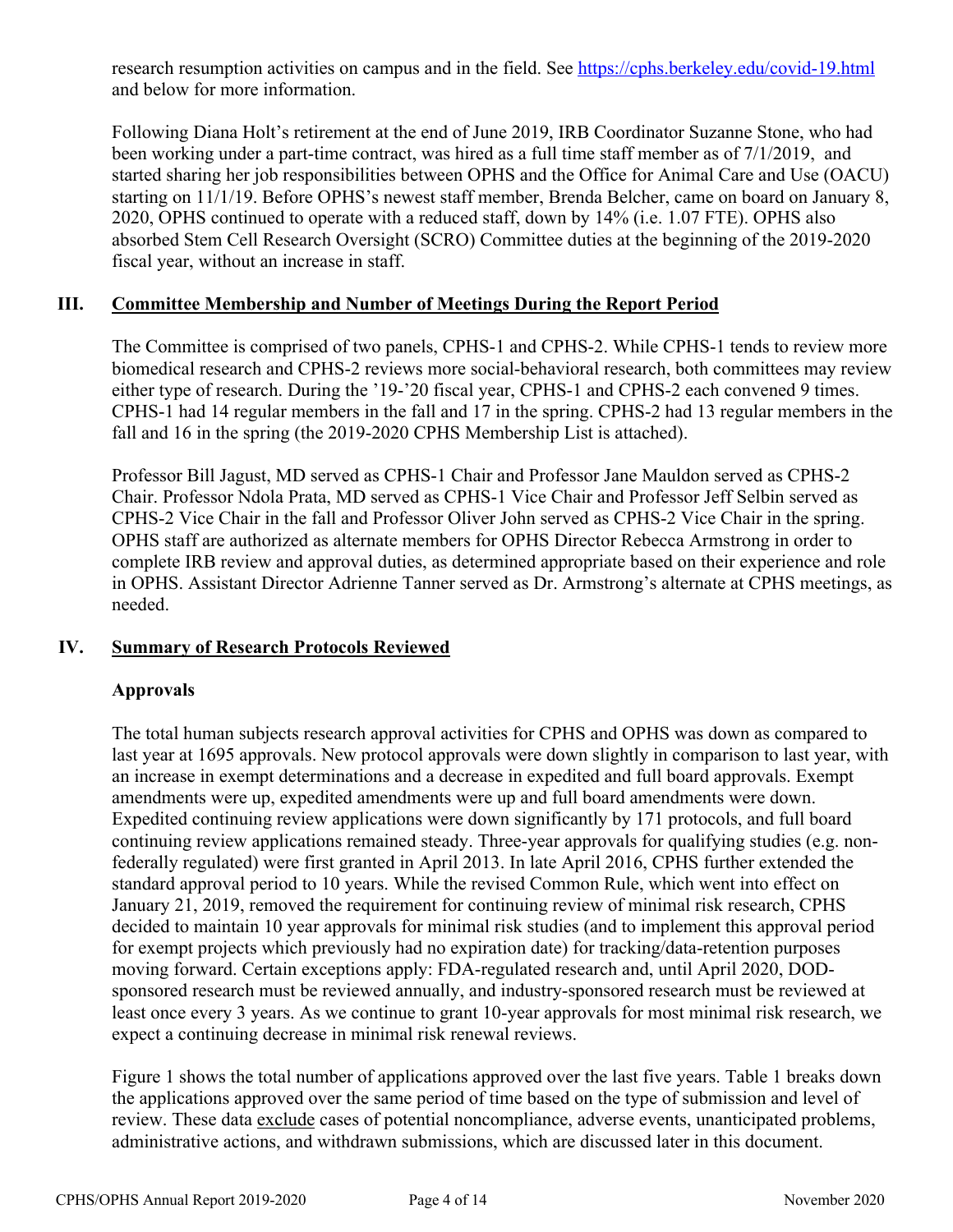research resumption activities on campus and in the field. See https://cphs.berkeley.edu/covid-19.html and below for more information.

Following Diana Holt's retirement at the end of June 2019, IRB Coordinator Suzanne Stone, who had been working under a part-time contract, was hired as a full time staff member as of 7/1/2019, and started sharing her job responsibilities between OPHS and the Office for Animal Care and Use (OACU) starting on 11/1/19. Before OPHS's newest staff member, Brenda Belcher, came on board on January 8, 2020, OPHS continued to operate with a reduced staff, down by 14% (i.e. 1.07 FTE). OPHS also absorbed Stem Cell Research Oversight (SCRO) Committee duties at the beginning of the 2019-2020 fiscal year, without an increase in staff.

## III. Committee Membership and Number of Meetings During the Report Period

The Committee is comprised of two panels, CPHS-1 and CPHS-2. While CPHS-1 tends to review more biomedical research and CPHS-2 reviews more social-behavioral research, both committees may review either type of research. During the '19-'20 fiscal year, CPHS-1 and CPHS-2 each convened 9 times. CPHS-1 had 14 regular members in the fall and 17 in the spring. CPHS-2 had 13 regular members in the fall and 16 in the spring (the 2019-2020 CPHS Membership List is attached).

Professor Bill Jagust, MD served as CPHS-1 Chair and Professor Jane Mauldon served as CPHS-2 Chair. Professor Ndola Prata, MD served as CPHS-1 Vice Chair and Professor Jeff Selbin served as CPHS-2 Vice Chair in the fall and Professor Oliver John served as CPHS-2 Vice Chair in the spring. OPHS staff are authorized as alternate members for OPHS Director Rebecca Armstrong in order to complete IRB review and approval duties, as determined appropriate based on their experience and role in OPHS. Assistant Director Adrienne Tanner served as Dr. Armstrong's alternate at CPHS meetings, as needed.

## IV. Summary of Research Protocols Reviewed

### Approvals

The total human subjects research approval activities for CPHS and OPHS was down as compared to last year at 1695 approvals. New protocol approvals were down slightly in comparison to last year, with an increase in exempt determinations and a decrease in expedited and full board approvals. Exempt amendments were up, expedited amendments were up and full board amendments were down. Expedited continuing review applications were down significantly by 171 protocols, and full board continuing review applications remained steady. Three-year approvals for qualifying studies (e.g. non-federally regulated) were first granted in April 2013. In late April 2016, CPHS further extended the standard approval period to 10 years. While the revised Common Rule, which went into effect on January 21, 2019, removed the requirement for continuing review of minimal risk research, CPHS decided to maintain 10 year approvals for minimal risk studies (and to implement this approval period for exempt projects which previously had no expiration date) for tracking/data-retention purposes moving forward. Certain exceptions apply: FDA-regulated research and, until April 2020, DOD-sponsored research must be reviewed annually, and industry-sponsored research must be reviewed at least once every 3 years. As we continue to grant 10-year approvals for most minimal risk research, we expect a continuing decrease in minimal risk renewal reviews.

Figure 1 shows the total number of applications approved over the last five years. Table 1 breaks down the applications approved over the same period of time based on the type of submission and level of review. These data exclude cases of potential noncompliance, adverse events, unanticipated problems, administrative actions, and withdrawn submissions, which are discussed later in this document.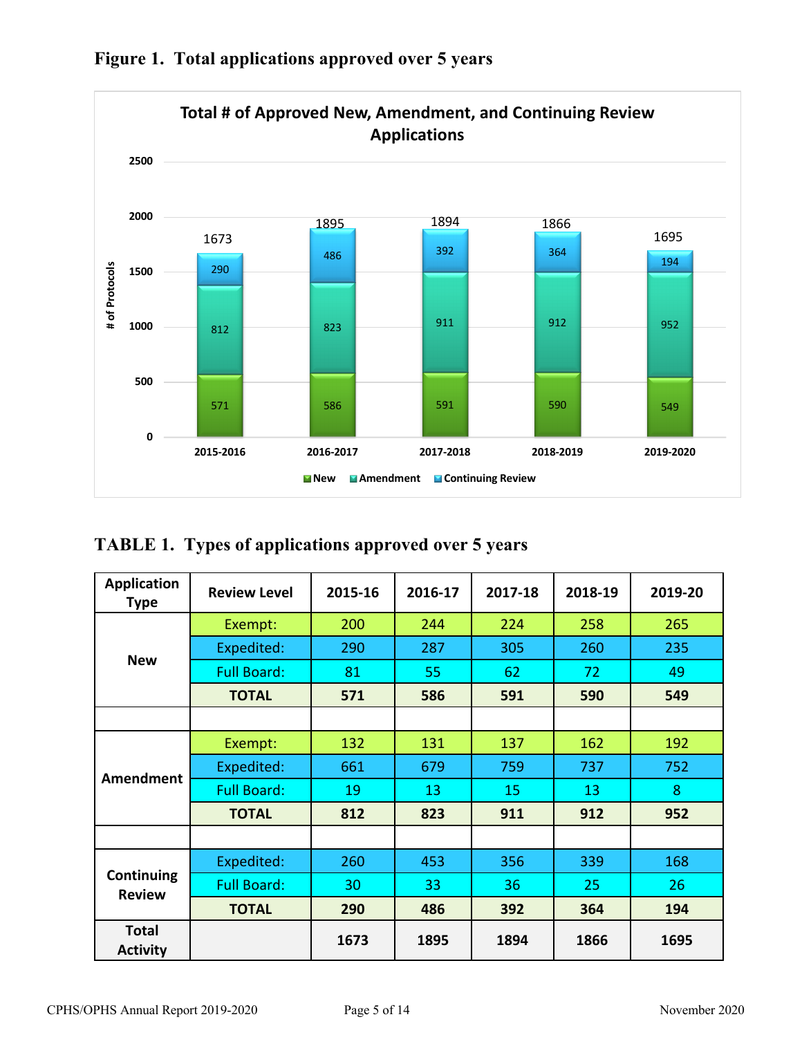## Figure 1. Total applications approved over 5 years

**Total # of Approved New, Amendment, and Continuing Review Applications**

| | 2015-2016 | 2016-2017 | 2017-2018 | 2018-2019 | 2019-2020 |
|---|---|---|---|---|---|
| New | 571 | 586 | 591 | 590 | 549 |
| Amendment | 812 | 823 | 911 | 912 | 952 |
| Continuing Review | 290 | 486 | 392 | 364 | 194 |
| Total | 1673 | 1895 | 1894 | 1866 | 1695 |

## TABLE 1. Types of applications approved over 5 years

| Application Type | Review Level | 2015-16 | 2016-17 | 2017-18 | 2018-19 | 2019-20 |
|---|---|---|---|---|---|---|
| New | Exempt: | 200 | 244 | 224 | 258 | 265 |
| | Expedited: | 290 | 287 | 305 | 260 | 235 |
| | Full Board: | 81 | 55 | 62 | 72 | 49 |
| | **TOTAL** | **571** | **586** | **591** | **590** | **549** |
| | | | | | | |
| Amendment | Exempt: | 132 | 131 | 137 | 162 | 192 |
| | Expedited: | 661 | 679 | 759 | 737 | 752 |
| | Full Board: | 19 | 13 | 15 | 13 | 8 |
| | **TOTAL** | **812** | **823** | **911** | **912** | **952** |
| | | | | | | |
| Continuing Review | Expedited: | 260 | 453 | 356 | 339 | 168 |
| | Full Board: | 30 | 33 | 36 | 25 | 26 |
| | **TOTAL** | **290** | **486** | **392** | **364** | **194** |
| **Total Activity** | | **1673** | **1895** | **1894** | **1866** | **1695** |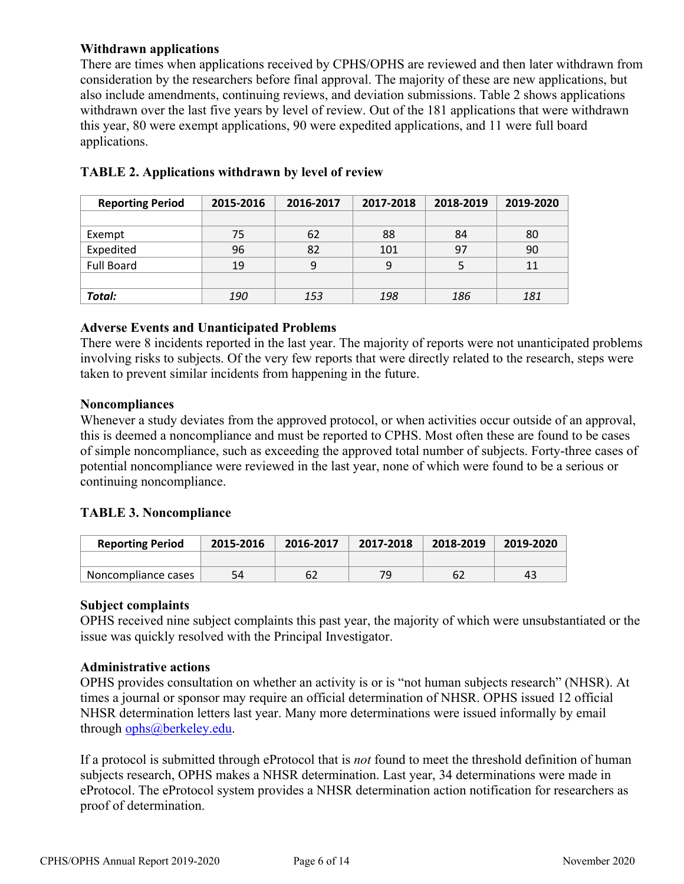### Withdrawn applications

There are times when applications received by CPHS/OPHS are reviewed and then later withdrawn from consideration by the researchers before final approval. The majority of these are new applications, but also include amendments, continuing reviews, and deviation submissions. Table 2 shows applications withdrawn over the last five years by level of review. Out of the 181 applications that were withdrawn this year, 80 were exempt applications, 90 were expedited applications, and 11 were full board applications.

### TABLE 2. Applications withdrawn by level of review

| Reporting Period | 2015-2016 | 2016-2017 | 2017-2018 | 2018-2019 | 2019-2020 |
|---|---|---|---|---|---|
| | | | | | |
| Exempt | 75 | 62 | 88 | 84 | 80 |
| Expedited | 96 | 82 | 101 | 97 | 90 |
| Full Board | 19 | 9 | 9 | 5 | 11 |
| | | | | | |
| ***Total:*** | *190* | *153* | *198* | *186* | *181* |

### Adverse Events and Unanticipated Problems

There were 8 incidents reported in the last year. The majority of reports were not unanticipated problems involving risks to subjects. Of the very few reports that were directly related to the research, steps were taken to prevent similar incidents from happening in the future.

### Noncompliances

Whenever a study deviates from the approved protocol, or when activities occur outside of an approval, this is deemed a noncompliance and must be reported to CPHS. Most often these are found to be cases of simple noncompliance, such as exceeding the approved total number of subjects. Forty-three cases of potential noncompliance were reviewed in the last year, none of which were found to be a serious or continuing noncompliance.

### TABLE 3. Noncompliance

| Reporting Period | 2015-2016 | 2016-2017 | 2017-2018 | 2018-2019 | 2019-2020 |
|---|---|---|---|---|---|
| | | | | | |
| Noncompliance cases | 54 | 62 | 79 | 62 | 43 |

### Subject complaints

OPHS received nine subject complaints this past year, the majority of which were unsubstantiated or the issue was quickly resolved with the Principal Investigator.

### Administrative actions

OPHS provides consultation on whether an activity is or is "not human subjects research" (NHSR). At times a journal or sponsor may require an official determination of NHSR. OPHS issued 12 official NHSR determination letters last year. Many more determinations were issued informally by email through [ophs@berkeley.edu](mailto:ophs@berkeley.edu).

If a protocol is submitted through eProtocol that is *not* found to meet the threshold definition of human subjects research, OPHS makes a NHSR determination. Last year, 34 determinations were made in eProtocol. The eProtocol system provides a NHSR determination action notification for researchers as proof of determination.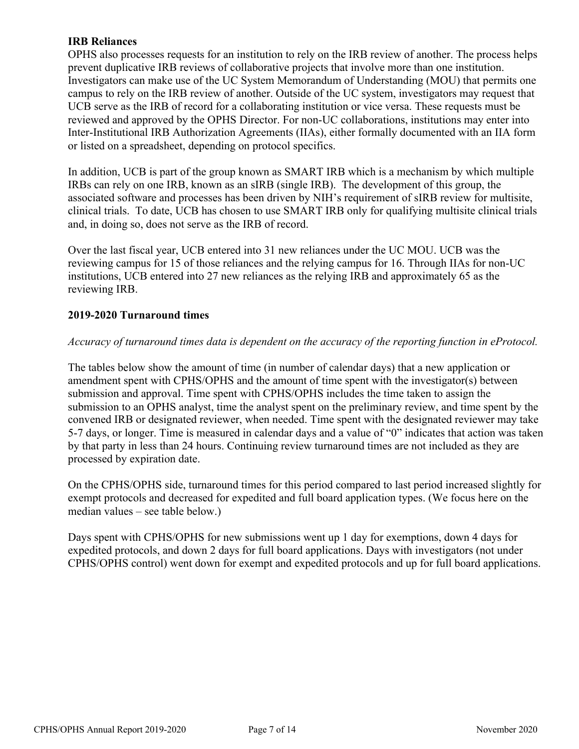### IRB Reliances

OPHS also processes requests for an institution to rely on the IRB review of another. The process helps prevent duplicative IRB reviews of collaborative projects that involve more than one institution. Investigators can make use of the UC System Memorandum of Understanding (MOU) that permits one campus to rely on the IRB review of another. Outside of the UC system, investigators may request that UCB serve as the IRB of record for a collaborating institution or vice versa. These requests must be reviewed and approved by the OPHS Director. For non-UC collaborations, institutions may enter into Inter-Institutional IRB Authorization Agreements (IIAs), either formally documented with an IIA form or listed on a spreadsheet, depending on protocol specifics.

In addition, UCB is part of the group known as SMART IRB which is a mechanism by which multiple IRBs can rely on one IRB, known as an sIRB (single IRB). The development of this group, the associated software and processes has been driven by NIH's requirement of sIRB review for multisite, clinical trials. To date, UCB has chosen to use SMART IRB only for qualifying multisite clinical trials and, in doing so, does not serve as the IRB of record.

Over the last fiscal year, UCB entered into 31 new reliances under the UC MOU. UCB was the reviewing campus for 15 of those reliances and the relying campus for 16. Through IIAs for non-UC institutions, UCB entered into 27 new reliances as the relying IRB and approximately 65 as the reviewing IRB.

### 2019-2020 Turnaround times

*Accuracy of turnaround times data is dependent on the accuracy of the reporting function in eProtocol.*

The tables below show the amount of time (in number of calendar days) that a new application or amendment spent with CPHS/OPHS and the amount of time spent with the investigator(s) between submission and approval. Time spent with CPHS/OPHS includes the time taken to assign the submission to an OPHS analyst, time the analyst spent on the preliminary review, and time spent by the convened IRB or designated reviewer, when needed. Time spent with the designated reviewer may take 5-7 days, or longer. Time is measured in calendar days and a value of "0" indicates that action was taken by that party in less than 24 hours. Continuing review turnaround times are not included as they are processed by expiration date.

On the CPHS/OPHS side, turnaround times for this period compared to last period increased slightly for exempt protocols and decreased for expedited and full board application types. (We focus here on the median values – see table below.)

Days spent with CPHS/OPHS for new submissions went up 1 day for exemptions, down 4 days for expedited protocols, and down 2 days for full board applications. Days with investigators (not under CPHS/OPHS control) went down for exempt and expedited protocols and up for full board applications.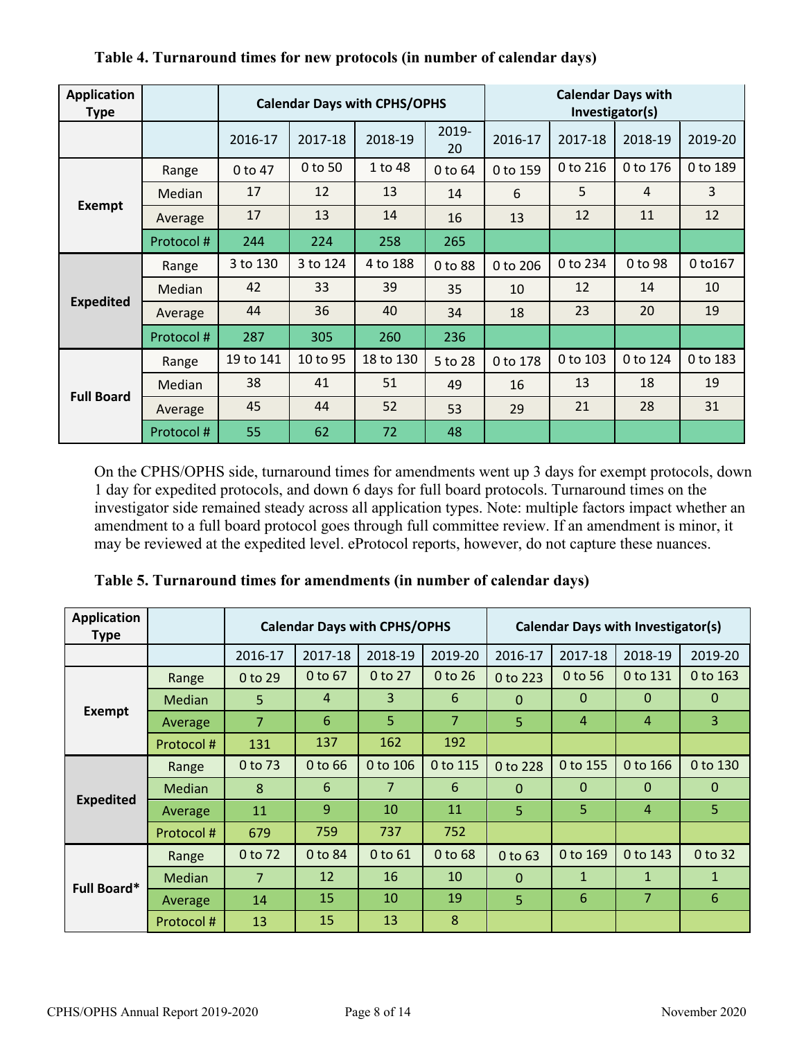**Table 4. Turnaround times for new protocols (in number of calendar days)**

| Application Type | | Calendar Days with CPHS/OPHS | | | | Calendar Days with Investigator(s) | | | |
|---|---|---|---|---|---|---|---|---|---|
| | | 2016-17 | 2017-18 | 2018-19 | 2019-20 | 2016-17 | 2017-18 | 2018-19 | 2019-20 |
| Exempt | Range | 0 to 47 | 0 to 50 | 1 to 48 | 0 to 64 | 0 to 159 | 0 to 216 | 0 to 176 | 0 to 189 |
| | Median | 17 | 12 | 13 | 14 | 6 | 5 | 4 | 3 |
| | Average | 17 | 13 | 14 | 16 | 13 | 12 | 11 | 12 |
| | Protocol # | 244 | 224 | 258 | 265 | | | | |
| Expedited | Range | 3 to 130 | 3 to 124 | 4 to 188 | 0 to 88 | 0 to 206 | 0 to 234 | 0 to 98 | 0 to167 |
| | Median | 42 | 33 | 39 | 35 | 10 | 12 | 14 | 10 |
| | Average | 44 | 36 | 40 | 34 | 18 | 23 | 20 | 19 |
| | Protocol # | 287 | 305 | 260 | 236 | | | | |
| Full Board | Range | 19 to 141 | 10 to 95 | 18 to 130 | 5 to 28 | 0 to 178 | 0 to 103 | 0 to 124 | 0 to 183 |
| | Median | 38 | 41 | 51 | 49 | 16 | 13 | 18 | 19 |
| | Average | 45 | 44 | 52 | 53 | 29 | 21 | 28 | 31 |
| | Protocol # | 55 | 62 | 72 | 48 | | | | |

On the CPHS/OPHS side, turnaround times for amendments went up 3 days for exempt protocols, down 1 day for expedited protocols, and down 6 days for full board protocols. Turnaround times on the investigator side remained steady across all application types. Note: multiple factors impact whether an amendment to a full board protocol goes through full committee review. If an amendment is minor, it may be reviewed at the expedited level. eProtocol reports, however, do not capture these nuances.

**Table 5. Turnaround times for amendments (in number of calendar days)**

| Application Type | | Calendar Days with CPHS/OPHS | | | | Calendar Days with Investigator(s) | | | |
|---|---|---|---|---|---|---|---|---|---|
| | | 2016-17 | 2017-18 | 2018-19 | 2019-20 | 2016-17 | 2017-18 | 2018-19 | 2019-20 |
| Exempt | Range | 0 to 29 | 0 to 67 | 0 to 27 | 0 to 26 | 0 to 223 | 0 to 56 | 0 to 131 | 0 to 163 |
| | Median | 5 | 4 | 3 | 6 | 0 | 0 | 0 | 0 |
| | Average | 7 | 6 | 5 | 7 | 5 | 4 | 4 | 3 |
| | Protocol # | 131 | 137 | 162 | 192 | | | | |
| Expedited | Range | 0 to 73 | 0 to 66 | 0 to 106 | 0 to 115 | 0 to 228 | 0 to 155 | 0 to 166 | 0 to 130 |
| | Median | 8 | 6 | 7 | 6 | 0 | 0 | 0 | 0 |
| | Average | 11 | 9 | 10 | 11 | 5 | 5 | 4 | 5 |
| | Protocol # | 679 | 759 | 737 | 752 | | | | |
| Full Board* | Range | 0 to 72 | 0 to 84 | 0 to 61 | 0 to 68 | 0 to 63 | 0 to 169 | 0 to 143 | 0 to 32 |
| | Median | 7 | 12 | 16 | 10 | 0 | 1 | 1 | 1 |
| | Average | 14 | 15 | 10 | 19 | 5 | 6 | 7 | 6 |
| | Protocol # | 13 | 15 | 13 | 8 | | | | |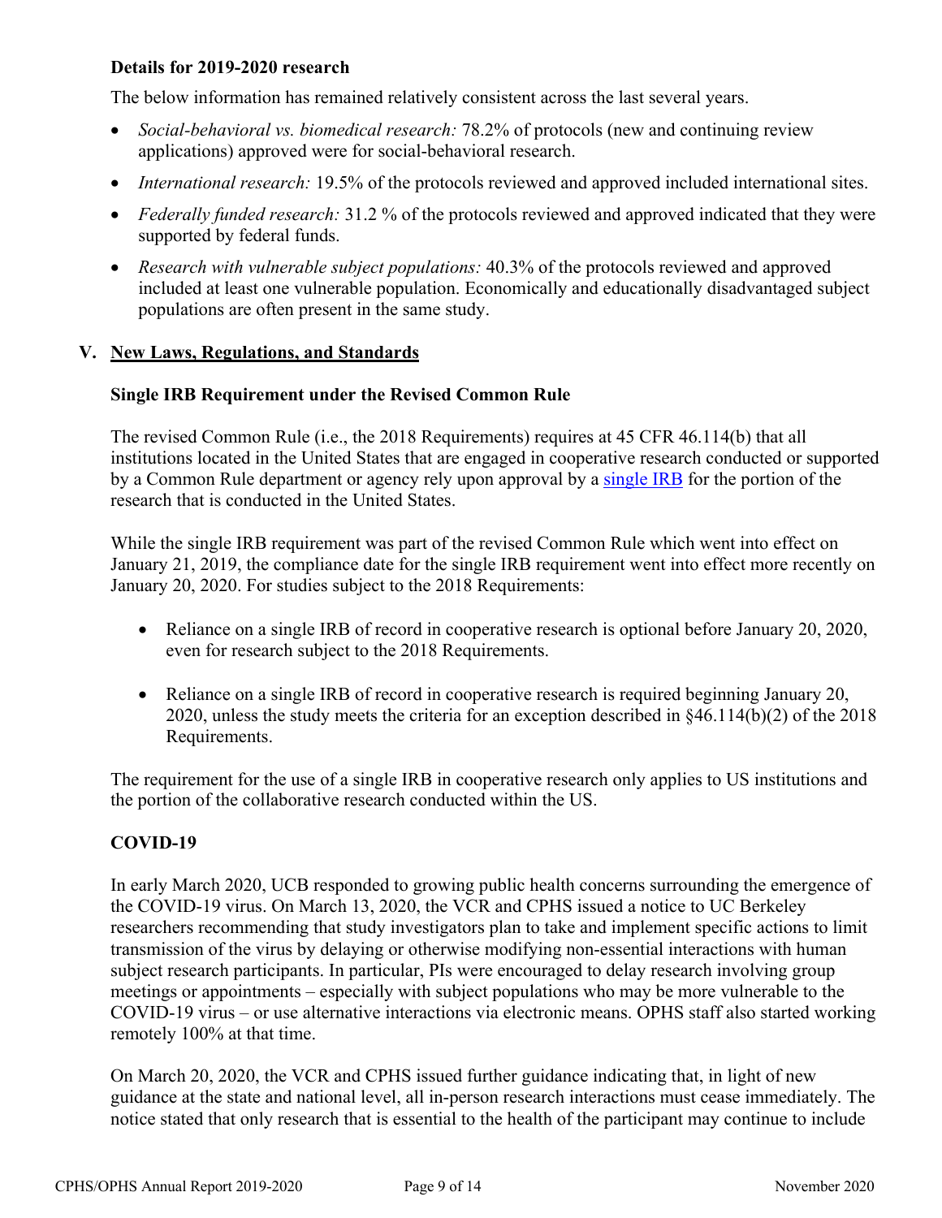### Details for 2019-2020 research

The below information has remained relatively consistent across the last several years.

- *Social-behavioral vs. biomedical research:* 78.2% of protocols (new and continuing review applications) approved were for social-behavioral research.
- *International research:* 19.5% of the protocols reviewed and approved included international sites.
- *Federally funded research:* 31.2 % of the protocols reviewed and approved indicated that they were supported by federal funds.
- *Research with vulnerable subject populations:* 40.3% of the protocols reviewed and approved included at least one vulnerable population. Economically and educationally disadvantaged subject populations are often present in the same study.

## V. New Laws, Regulations, and Standards

### Single IRB Requirement under the Revised Common Rule

The revised Common Rule (i.e., the 2018 Requirements) requires at 45 CFR 46.114(b) that all institutions located in the United States that are engaged in cooperative research conducted or supported by a Common Rule department or agency rely upon approval by a single IRB for the portion of the research that is conducted in the United States.

While the single IRB requirement was part of the revised Common Rule which went into effect on January 21, 2019, the compliance date for the single IRB requirement went into effect more recently on January 20, 2020. For studies subject to the 2018 Requirements:

- Reliance on a single IRB of record in cooperative research is optional before January 20, 2020, even for research subject to the 2018 Requirements.
- Reliance on a single IRB of record in cooperative research is required beginning January 20, 2020, unless the study meets the criteria for an exception described in §46.114(b)(2) of the 2018 Requirements.

The requirement for the use of a single IRB in cooperative research only applies to US institutions and the portion of the collaborative research conducted within the US.

### COVID-19

In early March 2020, UCB responded to growing public health concerns surrounding the emergence of the COVID-19 virus. On March 13, 2020, the VCR and CPHS issued a notice to UC Berkeley researchers recommending that study investigators plan to take and implement specific actions to limit transmission of the virus by delaying or otherwise modifying non-essential interactions with human subject research participants. In particular, PIs were encouraged to delay research involving group meetings or appointments – especially with subject populations who may be more vulnerable to the COVID-19 virus – or use alternative interactions via electronic means. OPHS staff also started working remotely 100% at that time.

On March 20, 2020, the VCR and CPHS issued further guidance indicating that, in light of new guidance at the state and national level, all in-person research interactions must cease immediately. The notice stated that only research that is essential to the health of the participant may continue to include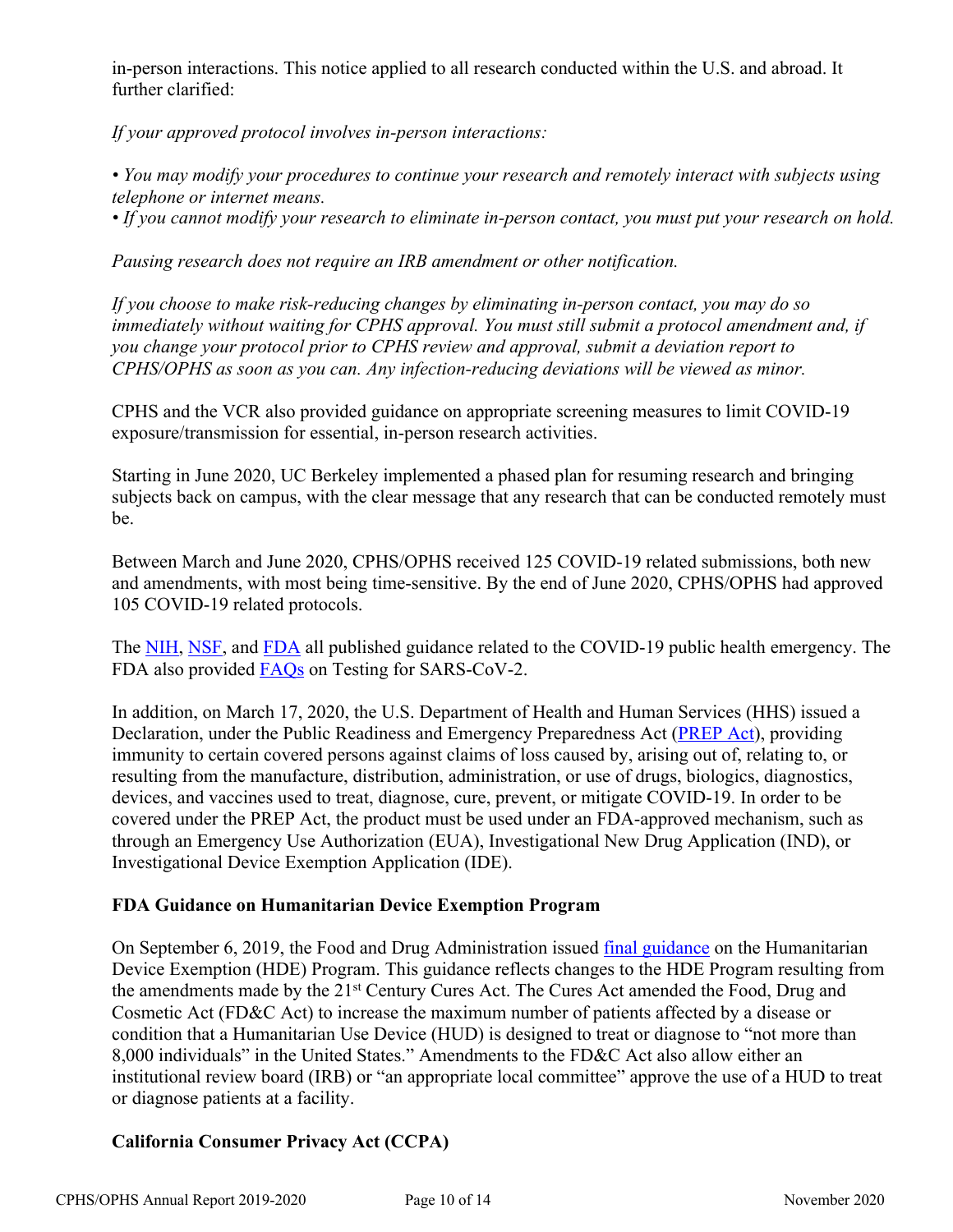in-person interactions. This notice applied to all research conducted within the U.S. and abroad. It further clarified:

*If your approved protocol involves in-person interactions:*

*• You may modify your procedures to continue your research and remotely interact with subjects using telephone or internet means.*
*• If you cannot modify your research to eliminate in-person contact, you must put your research on hold.*

*Pausing research does not require an IRB amendment or other notification.*

*If you choose to make risk-reducing changes by eliminating in-person contact, you may do so immediately without waiting for CPHS approval. You must still submit a protocol amendment and, if you change your protocol prior to CPHS review and approval, submit a deviation report to CPHS/OPHS as soon as you can. Any infection-reducing deviations will be viewed as minor.*

CPHS and the VCR also provided guidance on appropriate screening measures to limit COVID-19 exposure/transmission for essential, in-person research activities.

Starting in June 2020, UC Berkeley implemented a phased plan for resuming research and bringing subjects back on campus, with the clear message that any research that can be conducted remotely must be.

Between March and June 2020, CPHS/OPHS received 125 COVID-19 related submissions, both new and amendments, with most being time-sensitive. By the end of June 2020, CPHS/OPHS had approved 105 COVID-19 related protocols.

The NIH, NSF, and FDA all published guidance related to the COVID-19 public health emergency. The FDA also provided FAQs on Testing for SARS-CoV-2.

In addition, on March 17, 2020, the U.S. Department of Health and Human Services (HHS) issued a Declaration, under the Public Readiness and Emergency Preparedness Act (PREP Act), providing immunity to certain covered persons against claims of loss caused by, arising out of, relating to, or resulting from the manufacture, distribution, administration, or use of drugs, biologics, diagnostics, devices, and vaccines used to treat, diagnose, cure, prevent, or mitigate COVID-19. In order to be covered under the PREP Act, the product must be used under an FDA-approved mechanism, such as through an Emergency Use Authorization (EUA), Investigational New Drug Application (IND), or Investigational Device Exemption Application (IDE).

**FDA Guidance on Humanitarian Device Exemption Program**

On September 6, 2019, the Food and Drug Administration issued final guidance on the Humanitarian Device Exemption (HDE) Program. This guidance reflects changes to the HDE Program resulting from the amendments made by the 21st Century Cures Act. The Cures Act amended the Food, Drug and Cosmetic Act (FD&C Act) to increase the maximum number of patients affected by a disease or condition that a Humanitarian Use Device (HUD) is designed to treat or diagnose to "not more than 8,000 individuals" in the United States." Amendments to the FD&C Act also allow either an institutional review board (IRB) or "an appropriate local committee" approve the use of a HUD to treat or diagnose patients at a facility.

**California Consumer Privacy Act (CCPA)**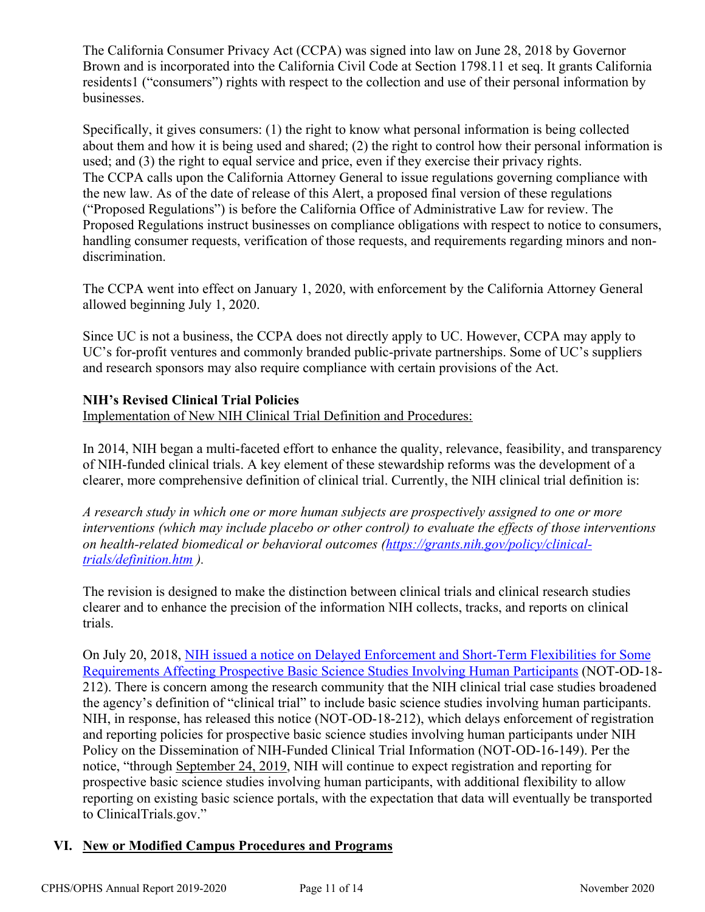The California Consumer Privacy Act (CCPA) was signed into law on June 28, 2018 by Governor Brown and is incorporated into the California Civil Code at Section 1798.11 et seq. It grants California residents1 ("consumers") rights with respect to the collection and use of their personal information by businesses.

Specifically, it gives consumers: (1) the right to know what personal information is being collected about them and how it is being used and shared; (2) the right to control how their personal information is used; and (3) the right to equal service and price, even if they exercise their privacy rights.
The CCPA calls upon the California Attorney General to issue regulations governing compliance with the new law. As of the date of release of this Alert, a proposed final version of these regulations ("Proposed Regulations") is before the California Office of Administrative Law for review. The Proposed Regulations instruct businesses on compliance obligations with respect to notice to consumers, handling consumer requests, verification of those requests, and requirements regarding minors and non-discrimination.

The CCPA went into effect on January 1, 2020, with enforcement by the California Attorney General allowed beginning July 1, 2020.

Since UC is not a business, the CCPA does not directly apply to UC. However, CCPA may apply to UC's for-profit ventures and commonly branded public-private partnerships. Some of UC's suppliers and research sponsors may also require compliance with certain provisions of the Act.

**NIH's Revised Clinical Trial Policies**

Implementation of New NIH Clinical Trial Definition and Procedures:

In 2014, NIH began a multi-faceted effort to enhance the quality, relevance, feasibility, and transparency of NIH-funded clinical trials. A key element of these stewardship reforms was the development of a clearer, more comprehensive definition of clinical trial. Currently, the NIH clinical trial definition is:

*A research study in which one or more human subjects are prospectively assigned to one or more interventions (which may include placebo or other control) to evaluate the effects of those interventions on health-related biomedical or behavioral outcomes ([https://grants.nih.gov/policy/clinical-trials/definition.htm](https://grants.nih.gov/policy/clinical-trials/definition.htm) ).*

The revision is designed to make the distinction between clinical trials and clinical research studies clearer and to enhance the precision of the information NIH collects, tracks, and reports on clinical trials.

On July 20, 2018, NIH issued a notice on Delayed Enforcement and Short-Term Flexibilities for Some Requirements Affecting Prospective Basic Science Studies Involving Human Participants (NOT-OD-18-212). There is concern among the research community that the NIH clinical trial case studies broadened the agency's definition of "clinical trial" to include basic science studies involving human participants. NIH, in response, has released this notice (NOT-OD-18-212), which delays enforcement of registration and reporting policies for prospective basic science studies involving human participants under NIH Policy on the Dissemination of NIH-Funded Clinical Trial Information (NOT-OD-16-149). Per the notice, "through September 24, 2019, NIH will continue to expect registration and reporting for prospective basic science studies involving human participants, with additional flexibility to allow reporting on existing basic science portals, with the expectation that data will eventually be transported to ClinicalTrials.gov."

## VI. New or Modified Campus Procedures and Programs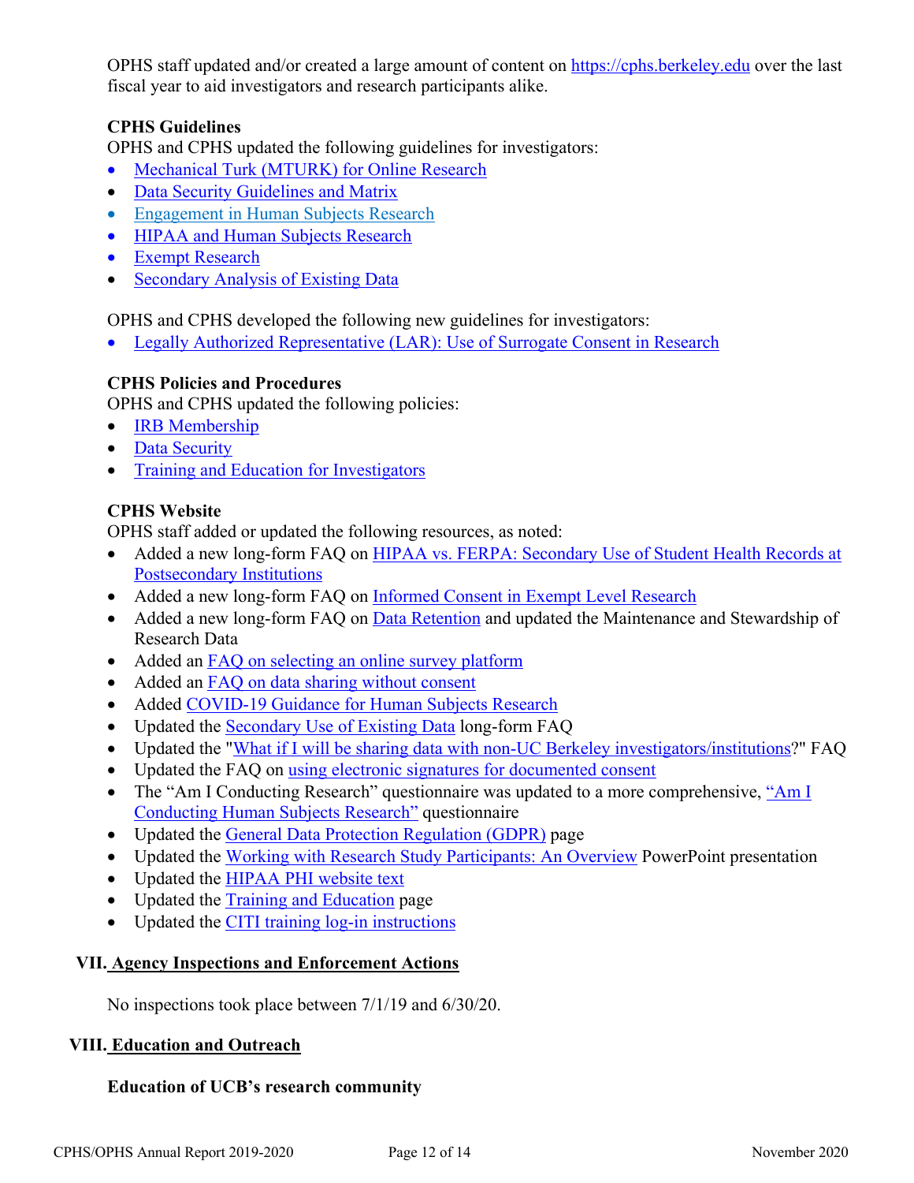OPHS staff updated and/or created a large amount of content on https://cphs.berkeley.edu over the last fiscal year to aid investigators and research participants alike.

**CPHS Guidelines**

OPHS and CPHS updated the following guidelines for investigators:

- Mechanical Turk (MTURK) for Online Research
- Data Security Guidelines and Matrix
- Engagement in Human Subjects Research
- HIPAA and Human Subjects Research
- Exempt Research
- Secondary Analysis of Existing Data

OPHS and CPHS developed the following new guidelines for investigators:

- Legally Authorized Representative (LAR): Use of Surrogate Consent in Research

**CPHS Policies and Procedures**

OPHS and CPHS updated the following policies:

- IRB Membership
- Data Security
- Training and Education for Investigators

**CPHS Website**

OPHS staff added or updated the following resources, as noted:

- Added a new long-form FAQ on HIPAA vs. FERPA: Secondary Use of Student Health Records at Postsecondary Institutions
- Added a new long-form FAQ on Informed Consent in Exempt Level Research
- Added a new long-form FAQ on Data Retention and updated the Maintenance and Stewardship of Research Data
- Added an FAQ on selecting an online survey platform
- Added an FAQ on data sharing without consent
- Added COVID-19 Guidance for Human Subjects Research
- Updated the Secondary Use of Existing Data long-form FAQ
- Updated the "What if I will be sharing data with non-UC Berkeley investigators/institutions?" FAQ
- Updated the FAQ on using electronic signatures for documented consent
- The "Am I Conducting Research" questionnaire was updated to a more comprehensive, "Am I Conducting Human Subjects Research" questionnaire
- Updated the General Data Protection Regulation (GDPR) page
- Updated the Working with Research Study Participants: An Overview PowerPoint presentation
- Updated the HIPAA PHI website text
- Updated the Training and Education page
- Updated the CITI training log-in instructions

## VII. Agency Inspections and Enforcement Actions

No inspections took place between 7/1/19 and 6/30/20.

## VIII. Education and Outreach

**Education of UCB's research community**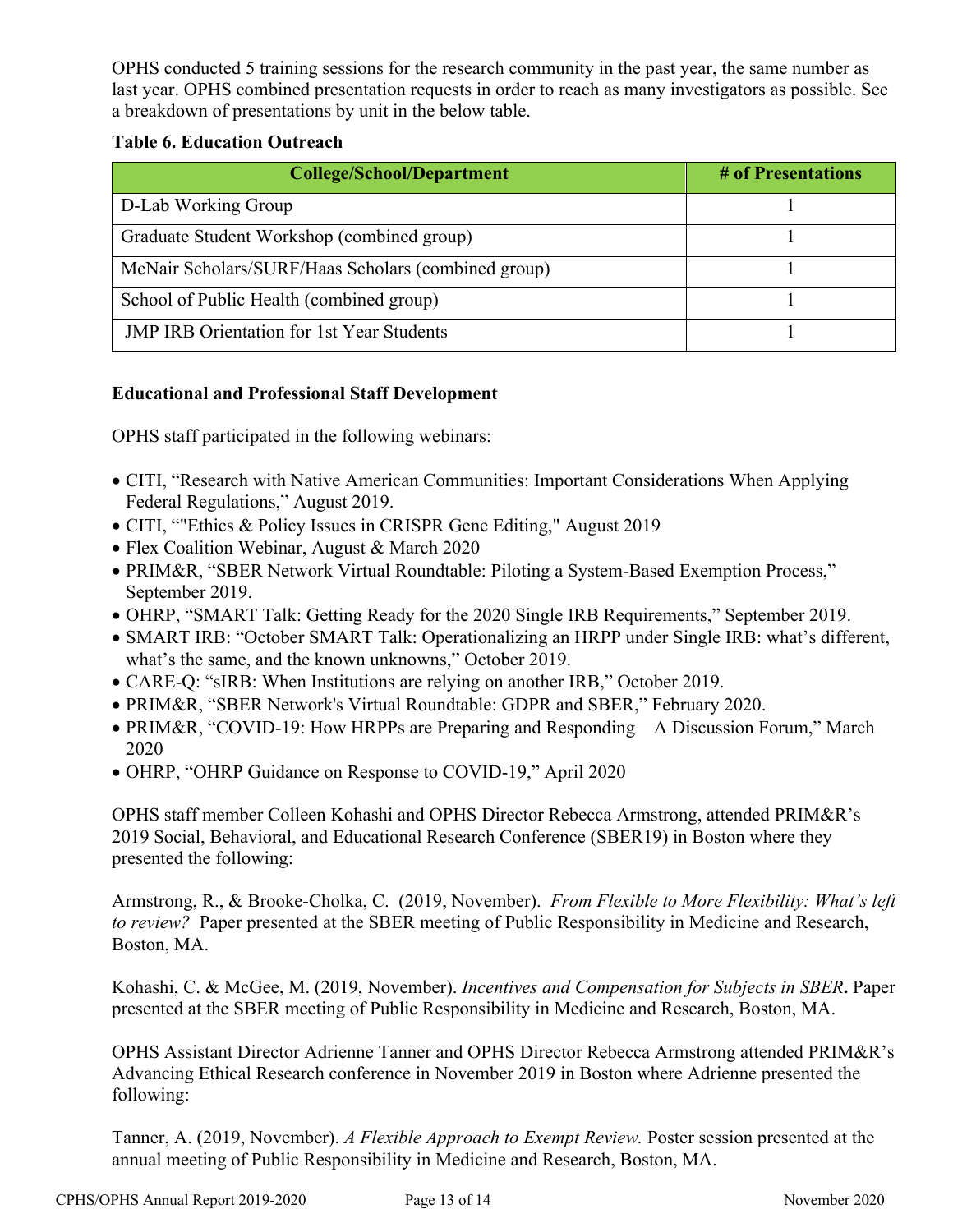OPHS conducted 5 training sessions for the research community in the past year, the same number as last year. OPHS combined presentation requests in order to reach as many investigators as possible. See a breakdown of presentations by unit in the below table.

**Table 6. Education Outreach**

| College/School/Department | # of Presentations |
|---|---|
| D-Lab Working Group | 1 |
| Graduate Student Workshop (combined group) | 1 |
| McNair Scholars/SURF/Haas Scholars (combined group) | 1 |
| School of Public Health (combined group) | 1 |
| JMP IRB Orientation for 1st Year Students | 1 |

**Educational and Professional Staff Development**

OPHS staff participated in the following webinars:

- CITI, "Research with Native American Communities: Important Considerations When Applying Federal Regulations," August 2019.
- CITI, ""Ethics & Policy Issues in CRISPR Gene Editing," August 2019
- Flex Coalition Webinar, August & March 2020
- PRIM&R, "SBER Network Virtual Roundtable: Piloting a System-Based Exemption Process," September 2019.
- OHRP, "SMART Talk: Getting Ready for the 2020 Single IRB Requirements," September 2019.
- SMART IRB: "October SMART Talk: Operationalizing an HRPP under Single IRB: what's different, what's the same, and the known unknowns," October 2019.
- CARE-Q: "sIRB: When Institutions are relying on another IRB," October 2019.
- PRIM&R, "SBER Network's Virtual Roundtable: GDPR and SBER," February 2020.
- PRIM&R, "COVID-19: How HRPPs are Preparing and Responding—A Discussion Forum," March 2020
- OHRP, "OHRP Guidance on Response to COVID-19," April 2020

OPHS staff member Colleen Kohashi and OPHS Director Rebecca Armstrong, attended PRIM&R's 2019 Social, Behavioral, and Educational Research Conference (SBER19) in Boston where they presented the following:

Armstrong, R., & Brooke-Cholka, C. (2019, November). *From Flexible to More Flexibility: What's left to review?* Paper presented at the SBER meeting of Public Responsibility in Medicine and Research, Boston, MA.

Kohashi, C. & McGee, M. (2019, November). *Incentives and Compensation for Subjects in SBER***.** Paper presented at the SBER meeting of Public Responsibility in Medicine and Research, Boston, MA.

OPHS Assistant Director Adrienne Tanner and OPHS Director Rebecca Armstrong attended PRIM&R's Advancing Ethical Research conference in November 2019 in Boston where Adrienne presented the following:

Tanner, A. (2019, November). *A Flexible Approach to Exempt Review.* Poster session presented at the annual meeting of Public Responsibility in Medicine and Research, Boston, MA.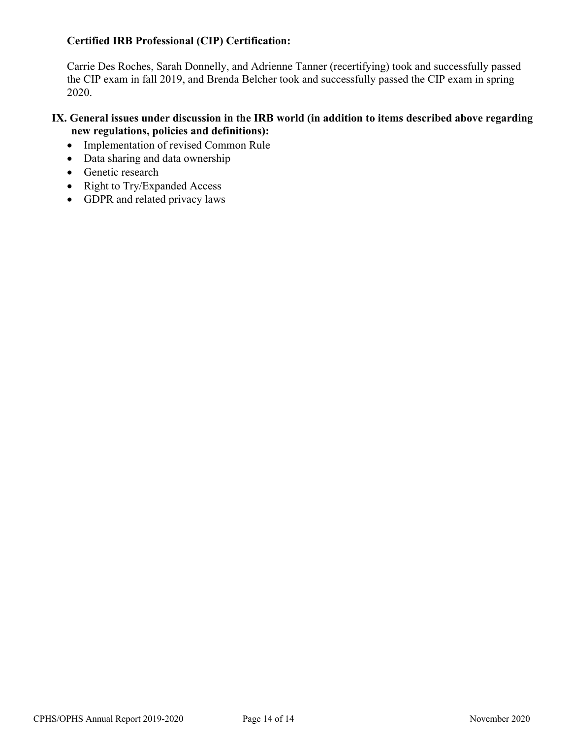**Certified IRB Professional (CIP) Certification:**

Carrie Des Roches, Sarah Donnelly, and Adrienne Tanner (recertifying) took and successfully passed the CIP exam in fall 2019, and Brenda Belcher took and successfully passed the CIP exam in spring 2020.

## IX. General issues under discussion in the IRB world (in addition to items described above regarding new regulations, policies and definitions):

- Implementation of revised Common Rule
- Data sharing and data ownership
- Genetic research
- Right to Try/Expanded Access
- GDPR and related privacy laws